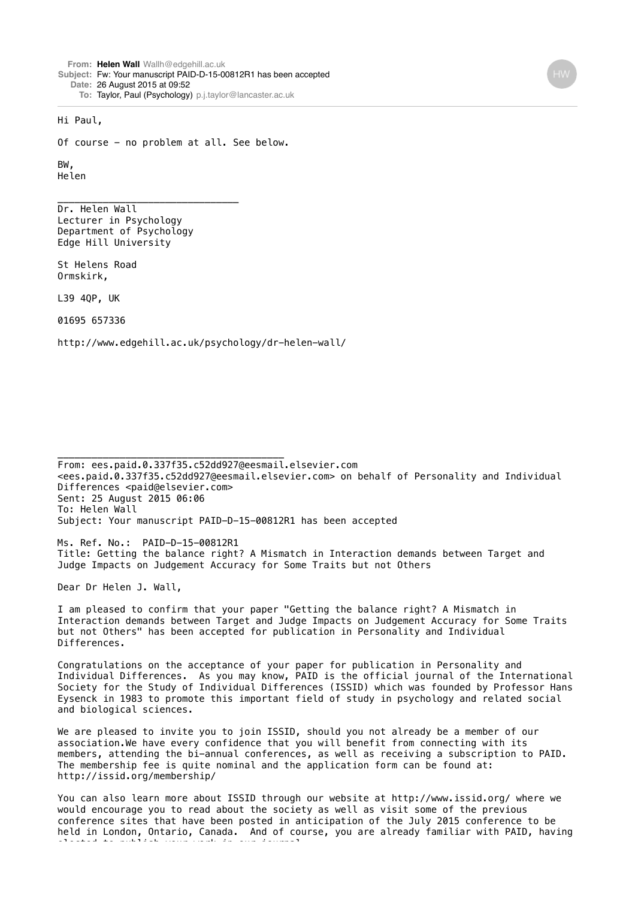**From:** **Helen Wall** Wallh@edgehill.ac.uk
**Subject:** Fw: Your manuscript PAID-D-15-00812R1 has been accepted
**Date:** 26 August 2015 at 09:52
**To:** Taylor, Paul (Psychology) p.j.taylor@lancaster.ac.uk

HW

Hi Paul,

Of course - no problem at all. See below.

BW,
Helen

______________________________

Dr. Helen Wall
Lecturer in Psychology
Department of Psychology
Edge Hill University

St Helens Road
Ormskirk,

L39 4QP, UK

01695 657336

http://www.edgehill.ac.uk/psychology/dr-helen-wall/

________________________________________

From: ees.paid.0.337f35.c52dd927@eesmail.elsevier.com
<ees.paid.0.337f35.c52dd927@eesmail.elsevier.com> on behalf of Personality and Individual Differences <paid@elsevier.com>
Sent: 25 August 2015 06:06
To: Helen Wall
Subject: Your manuscript PAID-D-15-00812R1 has been accepted

Ms. Ref. No.: PAID-D-15-00812R1
Title: Getting the balance right? A Mismatch in Interaction demands between Target and Judge Impacts on Judgement Accuracy for Some Traits but not Others

Dear Dr Helen J. Wall,

I am pleased to confirm that your paper "Getting the balance right? A Mismatch in Interaction demands between Target and Judge Impacts on Judgement Accuracy for Some Traits but not Others" has been accepted for publication in Personality and Individual Differences.

Congratulations on the acceptance of your paper for publication in Personality and Individual Differences. As you may know, PAID is the official journal of the International Society for the Study of Individual Differences (ISSID) which was founded by Professor Hans Eysenck in 1983 to promote this important field of study in psychology and related social and biological sciences.

We are pleased to invite you to join ISSID, should you not already be a member of our association.We have every confidence that you will benefit from connecting with its members, attending the bi-annual conferences, as well as receiving a subscription to PAID. The membership fee is quite nominal and the application form can be found at: http://issid.org/membership/

You can also learn more about ISSID through our website at http://www.issid.org/ where we would encourage you to read about the society as well as visit some of the previous conference sites that have been posted in anticipation of the July 2015 conference to be held in London, Ontario, Canada. And of course, you are already familiar with PAID, having elected to publish your work in our journal.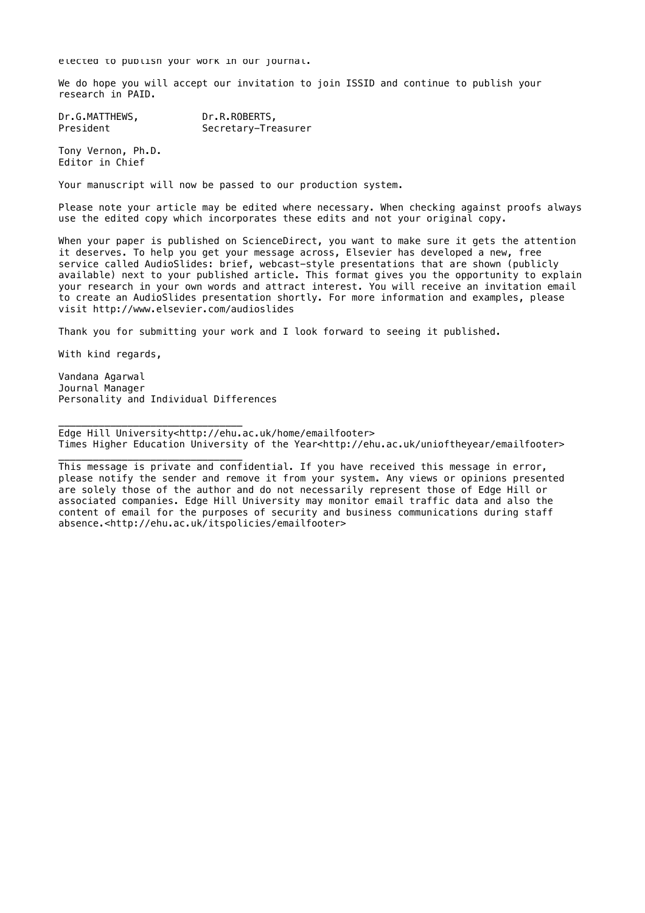elected to publish your work in our journal.

We do hope you will accept our invitation to join ISSID and continue to publish your research in PAID.

Dr.G.MATTHEWS, President

Dr.R.ROBERTS, Secretary-Treasurer

Tony Vernon, Ph.D.
Editor in Chief

Your manuscript will now be passed to our production system.

Please note your article may be edited where necessary. When checking against proofs always use the edited copy which incorporates these edits and not your original copy.

When your paper is published on ScienceDirect, you want to make sure it gets the attention it deserves. To help you get your message across, Elsevier has developed a new, free service called AudioSlides: brief, webcast-style presentations that are shown (publicly available) next to your published article. This format gives you the opportunity to explain your research in your own words and attract interest. You will receive an invitation email to create an AudioSlides presentation shortly. For more information and examples, please visit http://www.elsevier.com/audioslides

Thank you for submitting your work and I look forward to seeing it published.

With kind regards,

Vandana Agarwal
Journal Manager
Personality and Individual Differences

________________________________
Edge Hill University<http://ehu.ac.uk/home/emailfooter>
Times Higher Education University of the Year<http://ehu.ac.uk/unioftheyear/emailfooter>
________________________________
This message is private and confidential. If you have received this message in error, please notify the sender and remove it from your system. Any views or opinions presented are solely those of the author and do not necessarily represent those of Edge Hill or associated companies. Edge Hill University may monitor email traffic data and also the content of email for the purposes of security and business communications during staff absence.<http://ehu.ac.uk/itspolicies/emailfooter>